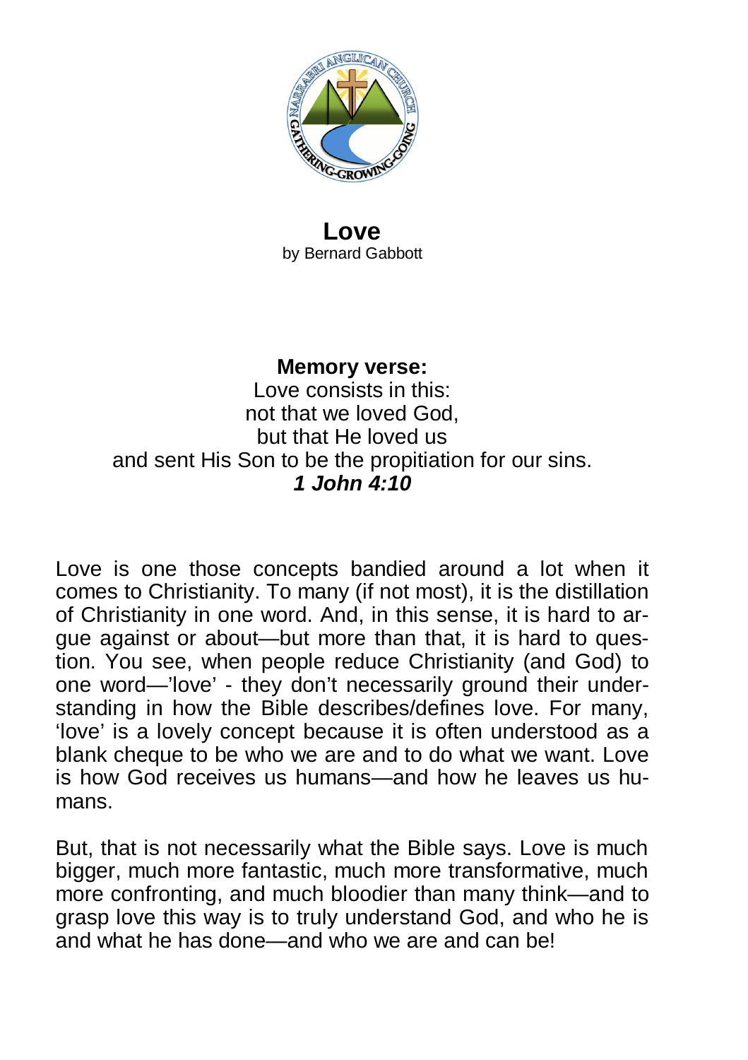# Love

by Bernard Gabbott

**Memory verse:**

Love consists in this:
not that we loved God,
but that He loved us
and sent His Son to be the propitiation for our sins.
***1 John 4:10***

Love is one those concepts bandied around a lot when it comes to Christianity. To many (if not most), it is the distillation of Christianity in one word. And, in this sense, it is hard to argue against or about—but more than that, it is hard to question. You see, when people reduce Christianity (and God) to one word—'love' - they don't necessarily ground their understanding in how the Bible describes/defines love. For many, 'love' is a lovely concept because it is often understood as a blank cheque to be who we are and to do what we want. Love is how God receives us humans—and how he leaves us humans.

But, that is not necessarily what the Bible says. Love is much bigger, much more fantastic, much more transformative, much more confronting, and much bloodier than many think—and to grasp love this way is to truly understand God, and who he is and what he has done—and who we are and can be!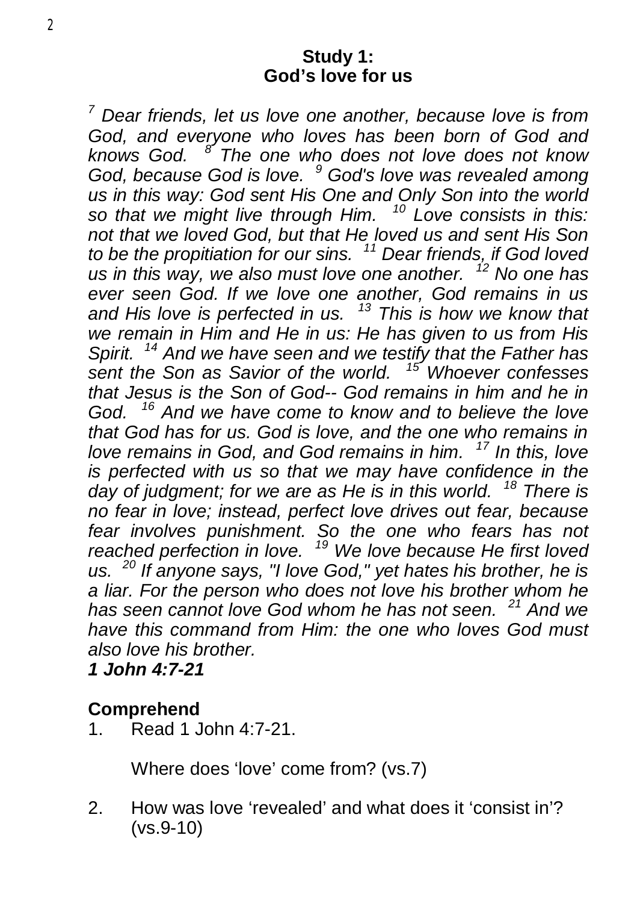## Study 1:
## God's love for us

*[7] Dear friends, let us love one another, because love is from God, and everyone who loves has been born of God and knows God. [8] The one who does not love does not know God, because God is love. [9] God's love was revealed among us in this way: God sent His One and Only Son into the world so that we might live through Him. [10] Love consists in this: not that we loved God, but that He loved us and sent His Son to be the propitiation for our sins. [11] Dear friends, if God loved us in this way, we also must love one another. [12] No one has ever seen God. If we love one another, God remains in us and His love is perfected in us. [13] This is how we know that we remain in Him and He in us: He has given to us from His Spirit. [14] And we have seen and we testify that the Father has sent the Son as Savior of the world. [15] Whoever confesses that Jesus is the Son of God-- God remains in him and he in God. [16] And we have come to know and to believe the love that God has for us. God is love, and the one who remains in love remains in God, and God remains in him. [17] In this, love is perfected with us so that we may have confidence in the day of judgment; for we are as He is in this world. [18] There is no fear in love; instead, perfect love drives out fear, because fear involves punishment. So the one who fears has not reached perfection in love. [19] We love because He first loved us. [20] If anyone says, "I love God," yet hates his brother, he is a liar. For the person who does not love his brother whom he has seen cannot love God whom he has not seen. [21] And we have this command from Him: the one who loves God must also love his brother.*

***1 John 4:7-21***

### Comprehend

1. Read 1 John 4:7-21.

   Where does 'love' come from? (vs.7)

2. How was love 'revealed' and what does it 'consist in'? (vs.9-10)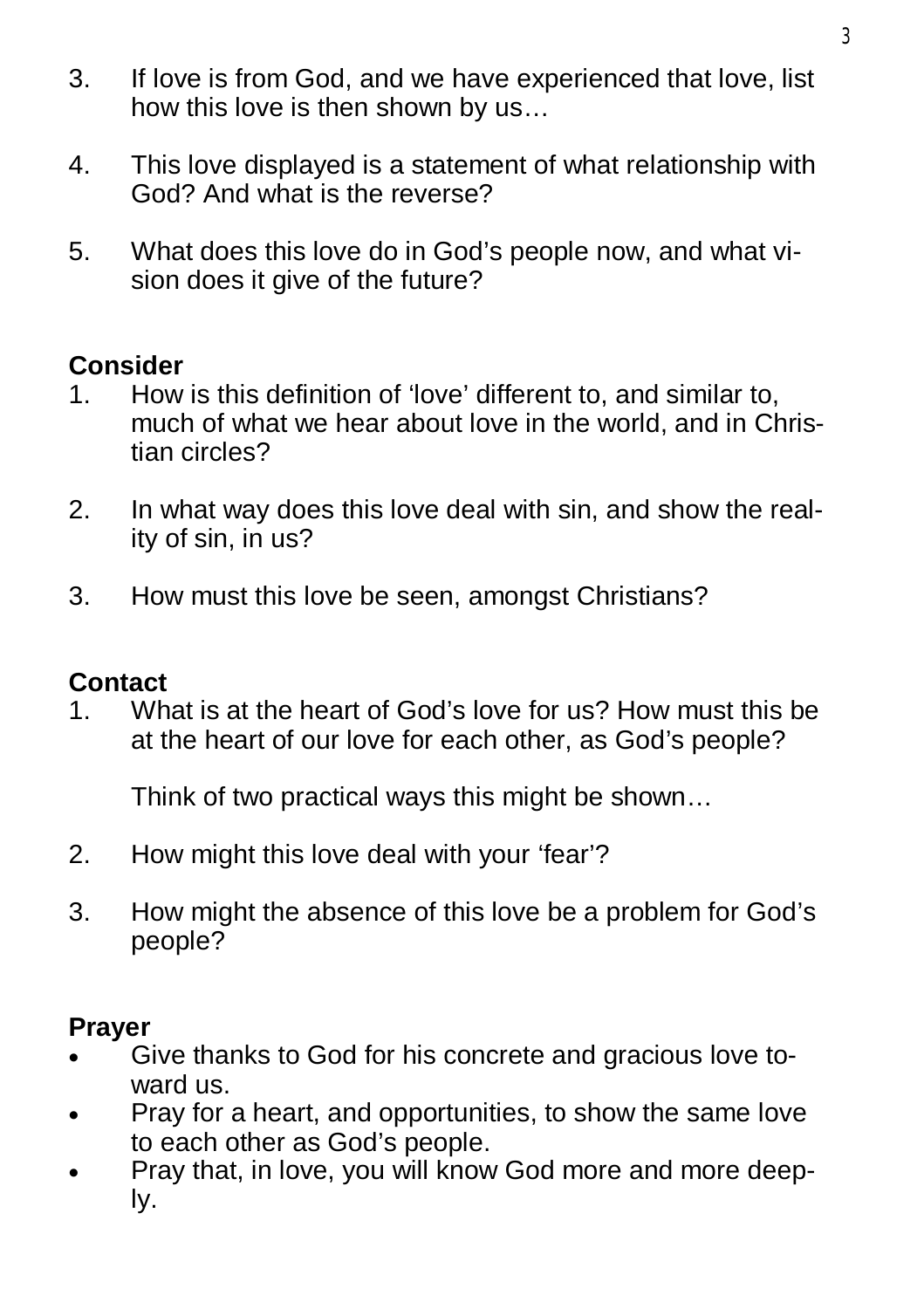3. If love is from God, and we have experienced that love, list how this love is then shown by us…

4. This love displayed is a statement of what relationship with God? And what is the reverse?

5. What does this love do in God's people now, and what vision does it give of the future?

## Consider

1. How is this definition of 'love' different to, and similar to, much of what we hear about love in the world, and in Christian circles?

2. In what way does this love deal with sin, and show the reality of sin, in us?

3. How must this love be seen, amongst Christians?

## Contact

1. What is at the heart of God's love for us? How must this be at the heart of our love for each other, as God's people?

   Think of two practical ways this might be shown…

2. How might this love deal with your 'fear'?

3. How might the absence of this love be a problem for God's people?

## Prayer

- Give thanks to God for his concrete and gracious love toward us.
- Pray for a heart, and opportunities, to show the same love to each other as God's people.
- Pray that, in love, you will know God more and more deeply.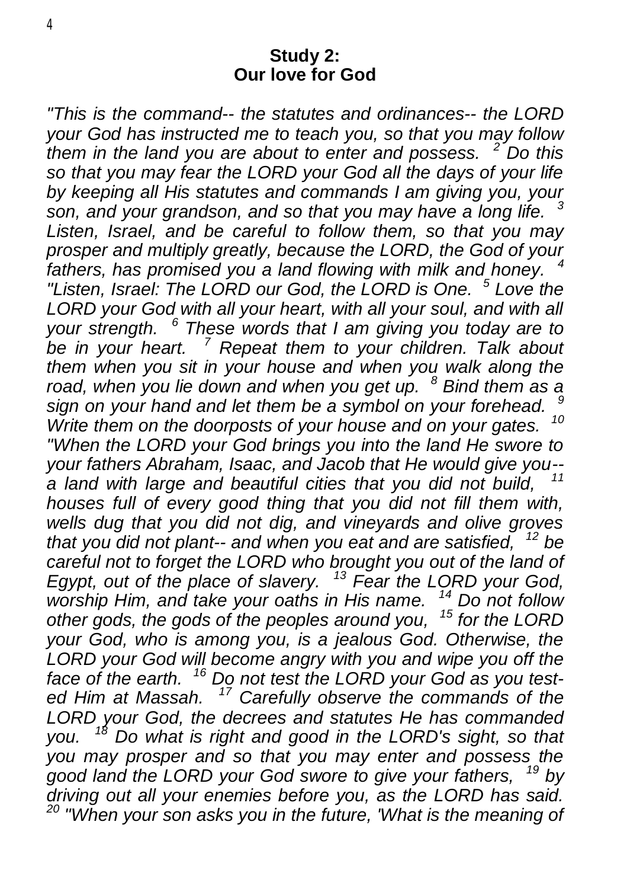**Study 2:**
**Our love for God**

*"This is the command-- the statutes and ordinances-- the LORD your God has instructed me to teach you, so that you may follow them in the land you are about to enter and possess. [2] Do this so that you may fear the LORD your God all the days of your life by keeping all His statutes and commands I am giving you, your son, and your grandson, and so that you may have a long life. [3] Listen, Israel, and be careful to follow them, so that you may prosper and multiply greatly, because the LORD, the God of your fathers, has promised you a land flowing with milk and honey. [4] "Listen, Israel: The LORD our God, the LORD is One. [5] Love the LORD your God with all your heart, with all your soul, and with all your strength. [6] These words that I am giving you today are to be in your heart. [7] Repeat them to your children. Talk about them when you sit in your house and when you walk along the road, when you lie down and when you get up. [8] Bind them as a sign on your hand and let them be a symbol on your forehead. [9] Write them on the doorposts of your house and on your gates. [10] "When the LORD your God brings you into the land He swore to your fathers Abraham, Isaac, and Jacob that He would give you-- a land with large and beautiful cities that you did not build, [11] houses full of every good thing that you did not fill them with, wells dug that you did not dig, and vineyards and olive groves that you did not plant-- and when you eat and are satisfied, [12] be careful not to forget the LORD who brought you out of the land of Egypt, out of the place of slavery. [13] Fear the LORD your God, worship Him, and take your oaths in His name. [14] Do not follow other gods, the gods of the peoples around you, [15] for the LORD your God, who is among you, is a jealous God. Otherwise, the LORD your God will become angry with you and wipe you off the face of the earth. [16] Do not test the LORD your God as you tested Him at Massah. [17] Carefully observe the commands of the LORD your God, the decrees and statutes He has commanded you. [18] Do what is right and good in the LORD's sight, so that you may prosper and so that you may enter and possess the good land the LORD your God swore to give your fathers, [19] by driving out all your enemies before you, as the LORD has said. [20] "When your son asks you in the future, 'What is the meaning of*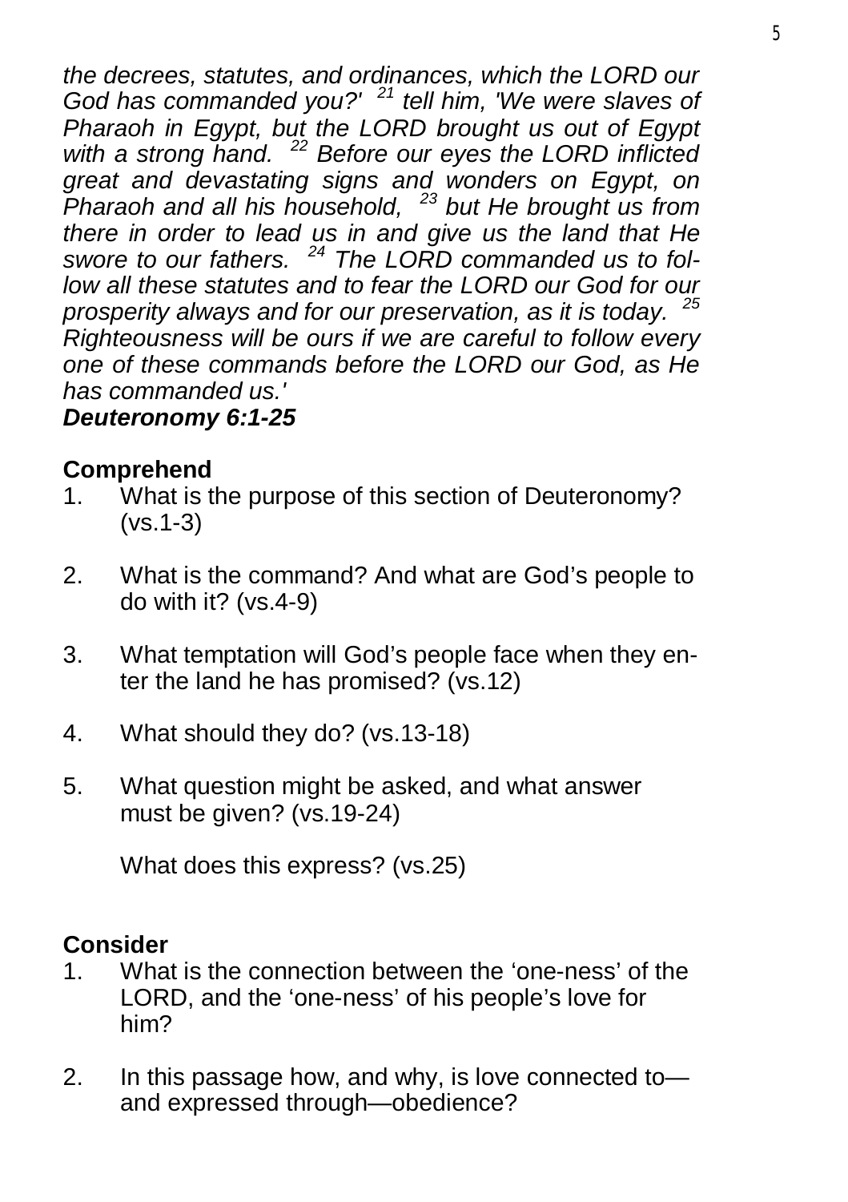*the decrees, statutes, and ordinances, which the LORD our God has commanded you?'* [21] *tell him, 'We were slaves of Pharaoh in Egypt, but the LORD brought us out of Egypt with a strong hand.* [22] *Before our eyes the LORD inflicted great and devastating signs and wonders on Egypt, on Pharaoh and all his household,* [23] *but He brought us from there in order to lead us in and give us the land that He swore to our fathers.* [24] *The LORD commanded us to follow all these statutes and to fear the LORD our God for our prosperity always and for our preservation, as it is today.* [25] *Righteousness will be ours if we are careful to follow every one of these commands before the LORD our God, as He has commanded us.'*

***Deuteronomy 6:1-25***

## Comprehend

1. What is the purpose of this section of Deuteronomy? (vs.1-3)

2. What is the command? And what are God's people to do with it? (vs.4-9)

3. What temptation will God's people face when they enter the land he has promised? (vs.12)

4. What should they do? (vs.13-18)

5. What question might be asked, and what answer must be given? (vs.19-24)

   What does this express? (vs.25)

## Consider

1. What is the connection between the 'one-ness' of the LORD, and the 'one-ness' of his people's love for him?

2. In this passage how, and why, is love connected to—and expressed through—obedience?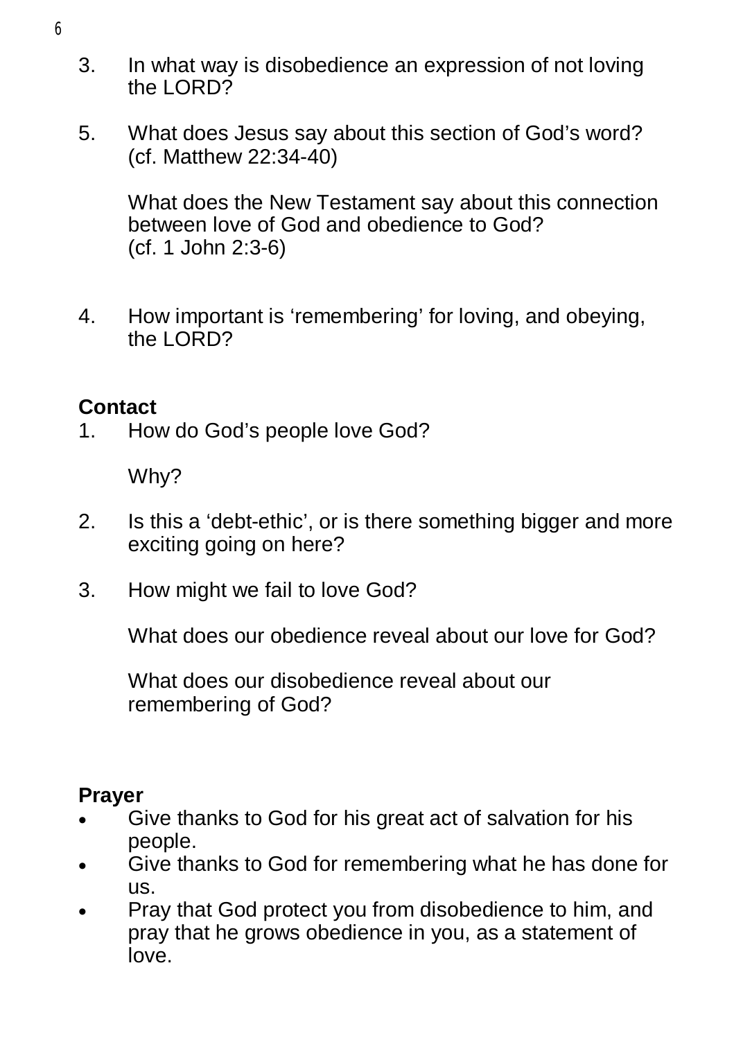3. In what way is disobedience an expression of not loving the LORD?

5. What does Jesus say about this section of God's word? (cf. Matthew 22:34-40)

   What does the New Testament say about this connection between love of God and obedience to God? (cf. 1 John 2:3-6)

4. How important is 'remembering' for loving, and obeying, the LORD?

**Contact**

1. How do God's people love God?

   Why?

2. Is this a 'debt-ethic', or is there something bigger and more exciting going on here?

3. How might we fail to love God?

   What does our obedience reveal about our love for God?

   What does our disobedience reveal about our remembering of God?

**Prayer**

- Give thanks to God for his great act of salvation for his people.
- Give thanks to God for remembering what he has done for us.
- Pray that God protect you from disobedience to him, and pray that he grows obedience in you, as a statement of love.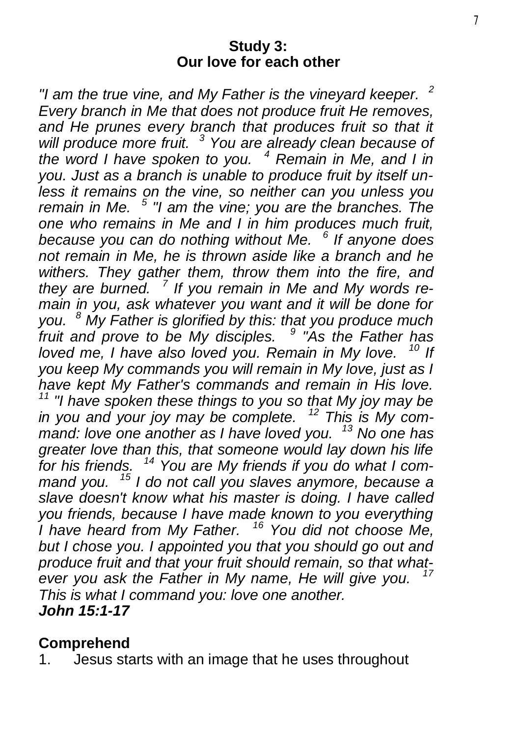## Study 3:
## Our love for each other

*"I am the true vine, and My Father is the vineyard keeper. [2] Every branch in Me that does not produce fruit He removes, and He prunes every branch that produces fruit so that it will produce more fruit. [3] You are already clean because of the word I have spoken to you. [4] Remain in Me, and I in you. Just as a branch is unable to produce fruit by itself unless it remains on the vine, so neither can you unless you remain in Me. [5] "I am the vine; you are the branches. The one who remains in Me and I in him produces much fruit, because you can do nothing without Me. [6] If anyone does not remain in Me, he is thrown aside like a branch and he withers. They gather them, throw them into the fire, and they are burned. [7] If you remain in Me and My words remain in you, ask whatever you want and it will be done for you. [8] My Father is glorified by this: that you produce much fruit and prove to be My disciples. [9] "As the Father has loved me, I have also loved you. Remain in My love. [10] If you keep My commands you will remain in My love, just as I have kept My Father's commands and remain in His love. [11] "I have spoken these things to you so that My joy may be in you and your joy may be complete. [12] This is My command: love one another as I have loved you. [13] No one has greater love than this, that someone would lay down his life for his friends. [14] You are My friends if you do what I command you. [15] I do not call you slaves anymore, because a slave doesn't know what his master is doing. I have called you friends, because I have made known to you everything I have heard from My Father. [16] You did not choose Me, but I chose you. I appointed you that you should go out and produce fruit and that your fruit should remain, so that whatever you ask the Father in My name, He will give you. [17] This is what I command you: love one another.*
***John 15:1-17***

## Comprehend

1. Jesus starts with an image that he uses throughout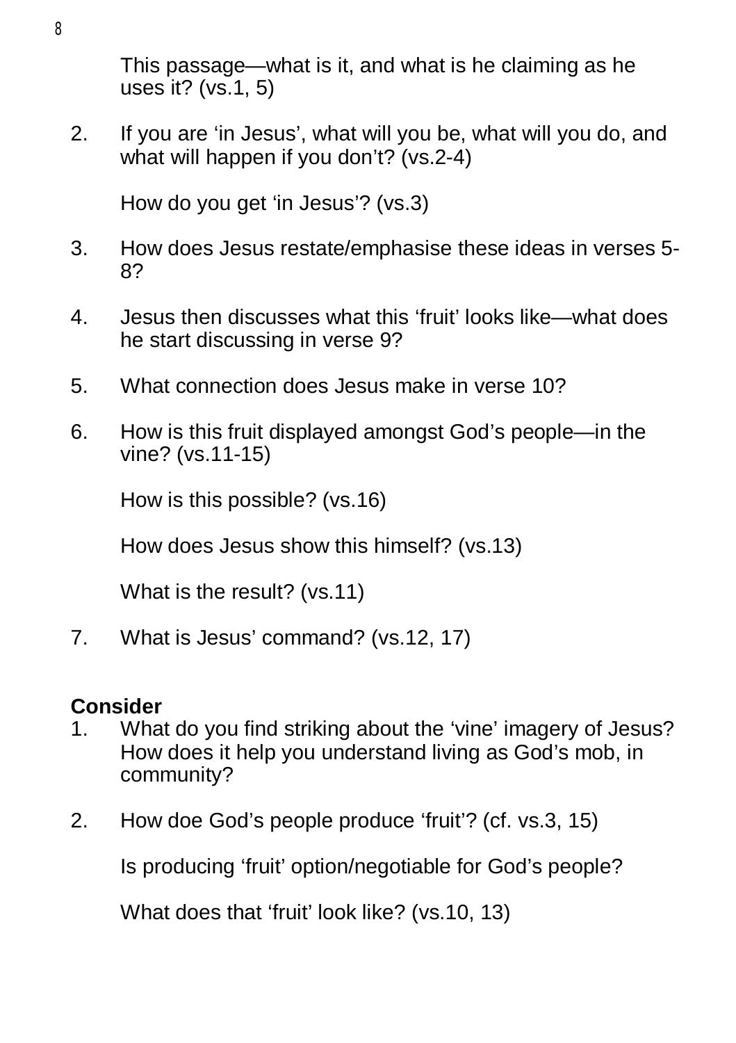This passage—what is it, and what is he claiming as he uses it? (vs.1, 5)

2. If you are ‘in Jesus’, what will you be, what will you do, and what will happen if you don’t? (vs.2-4)

   How do you get ‘in Jesus’? (vs.3)

3. How does Jesus restate/emphasise these ideas in verses 5-8?

4. Jesus then discusses what this ‘fruit’ looks like—what does he start discussing in verse 9?

5. What connection does Jesus make in verse 10?

6. How is this fruit displayed amongst God’s people—in the vine? (vs.11-15)

   How is this possible? (vs.16)

   How does Jesus show this himself? (vs.13)

   What is the result? (vs.11)

7. What is Jesus’ command? (vs.12, 17)

**Consider**

1. What do you find striking about the ‘vine’ imagery of Jesus? How does it help you understand living as God’s mob, in community?

2. How doe God’s people produce ‘fruit’? (cf. vs.3, 15)

   Is producing ‘fruit’ option/negotiable for God’s people?

   What does that ‘fruit’ look like? (vs.10, 13)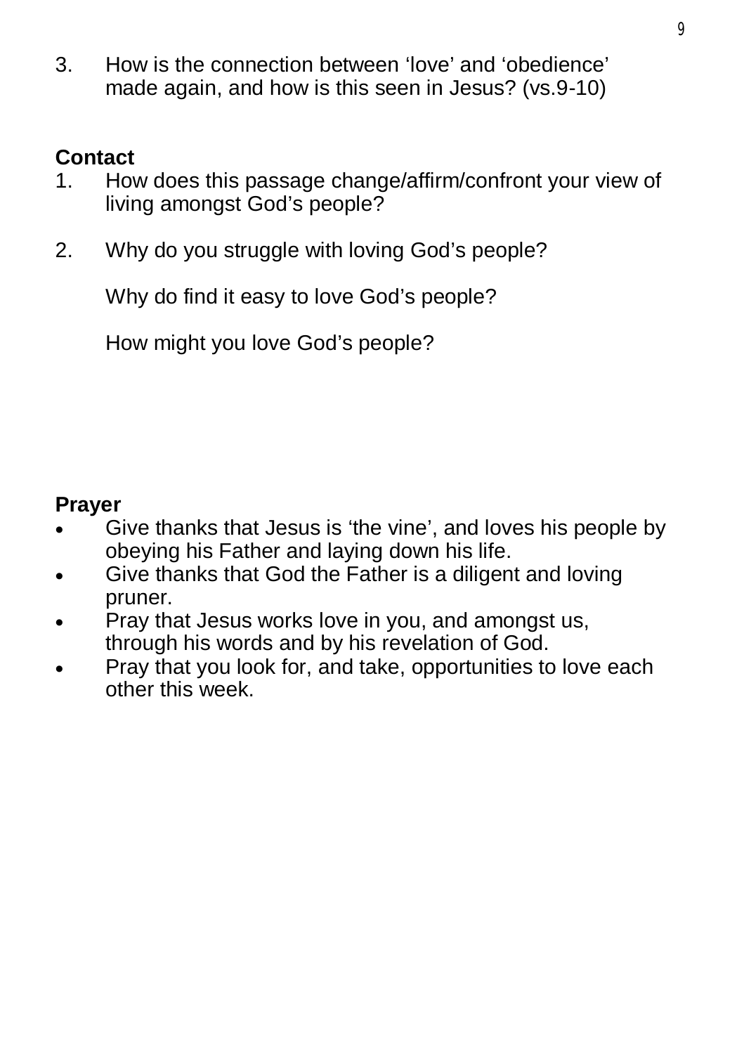3. How is the connection between ‘love’ and ‘obedience’ made again, and how is this seen in Jesus? (vs.9-10)

**Contact**

1. How does this passage change/affirm/confront your view of living amongst God’s people?

2. Why do you struggle with loving God’s people?

   Why do find it easy to love God’s people?

   How might you love God’s people?

**Prayer**

- Give thanks that Jesus is ‘the vine’, and loves his people by obeying his Father and laying down his life.
- Give thanks that God the Father is a diligent and loving pruner.
- Pray that Jesus works love in you, and amongst us, through his words and by his revelation of God.
- Pray that you look for, and take, opportunities to love each other this week.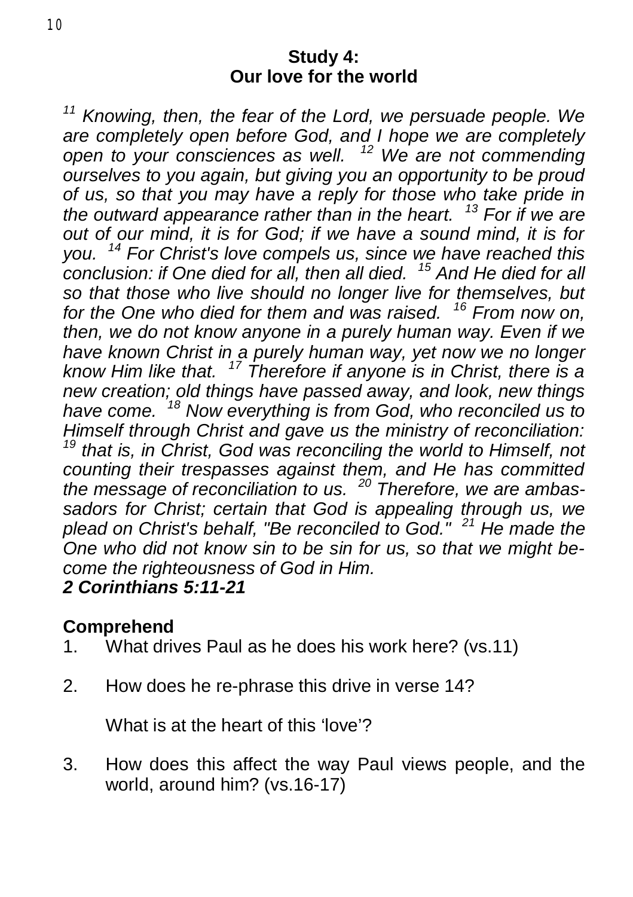## Study 4:
## Our love for the world

*[11] Knowing, then, the fear of the Lord, we persuade people. We are completely open before God, and I hope we are completely open to your consciences as well. [12] We are not commending ourselves to you again, but giving you an opportunity to be proud of us, so that you may have a reply for those who take pride in the outward appearance rather than in the heart. [13] For if we are out of our mind, it is for God; if we have a sound mind, it is for you. [14] For Christ's love compels us, since we have reached this conclusion: if One died for all, then all died. [15] And He died for all so that those who live should no longer live for themselves, but for the One who died for them and was raised. [16] From now on, then, we do not know anyone in a purely human way. Even if we have known Christ in a purely human way, yet now we no longer know Him like that. [17] Therefore if anyone is in Christ, there is a new creation; old things have passed away, and look, new things have come. [18] Now everything is from God, who reconciled us to Himself through Christ and gave us the ministry of reconciliation: [19] that is, in Christ, God was reconciling the world to Himself, not counting their trespasses against them, and He has committed the message of reconciliation to us. [20] Therefore, we are ambassadors for Christ; certain that God is appealing through us, we plead on Christ's behalf, "Be reconciled to God." [21] He made the One who did not know sin to be sin for us, so that we might become the righteousness of God in Him.*
***2 Corinthians 5:11-21***

**Comprehend**

1. What drives Paul as he does his work here? (vs.11)

2. How does he re-phrase this drive in verse 14?

   What is at the heart of this 'love'?

3. How does this affect the way Paul views people, and the world, around him? (vs.16-17)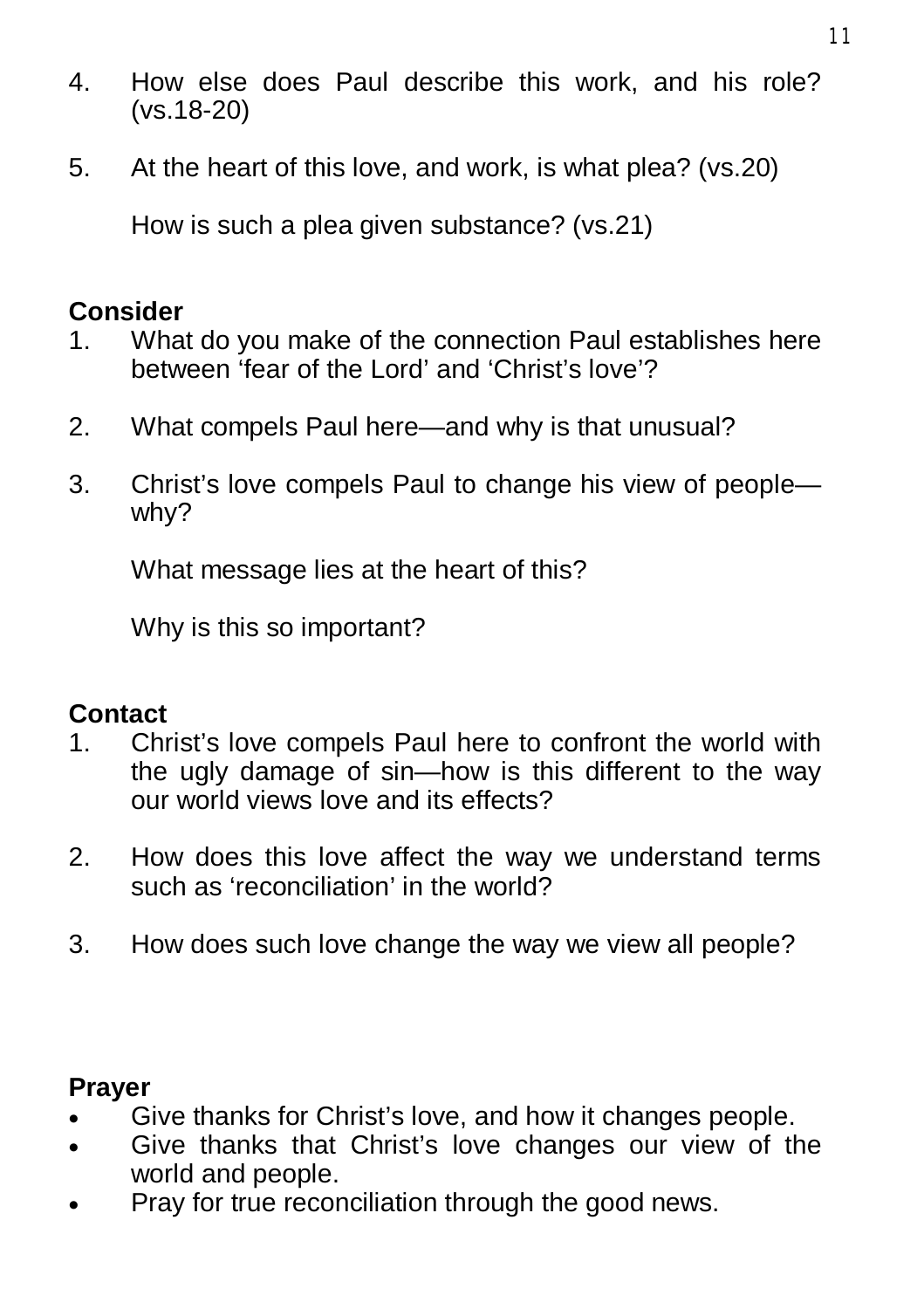4. How else does Paul describe this work, and his role? (vs.18-20)

5. At the heart of this love, and work, is what plea? (vs.20)

   How is such a plea given substance? (vs.21)

## Consider

1. What do you make of the connection Paul establishes here between ‘fear of the Lord’ and ‘Christ’s love’?

2. What compels Paul here—and why is that unusual?

3. Christ’s love compels Paul to change his view of people—why?

   What message lies at the heart of this?

   Why is this so important?

## Contact

1. Christ’s love compels Paul here to confront the world with the ugly damage of sin—how is this different to the way our world views love and its effects?

2. How does this love affect the way we understand terms such as ‘reconciliation’ in the world?

3. How does such love change the way we view all people?

## Prayer

- Give thanks for Christ’s love, and how it changes people.
- Give thanks that Christ’s love changes our view of the world and people.
- Pray for true reconciliation through the good news.